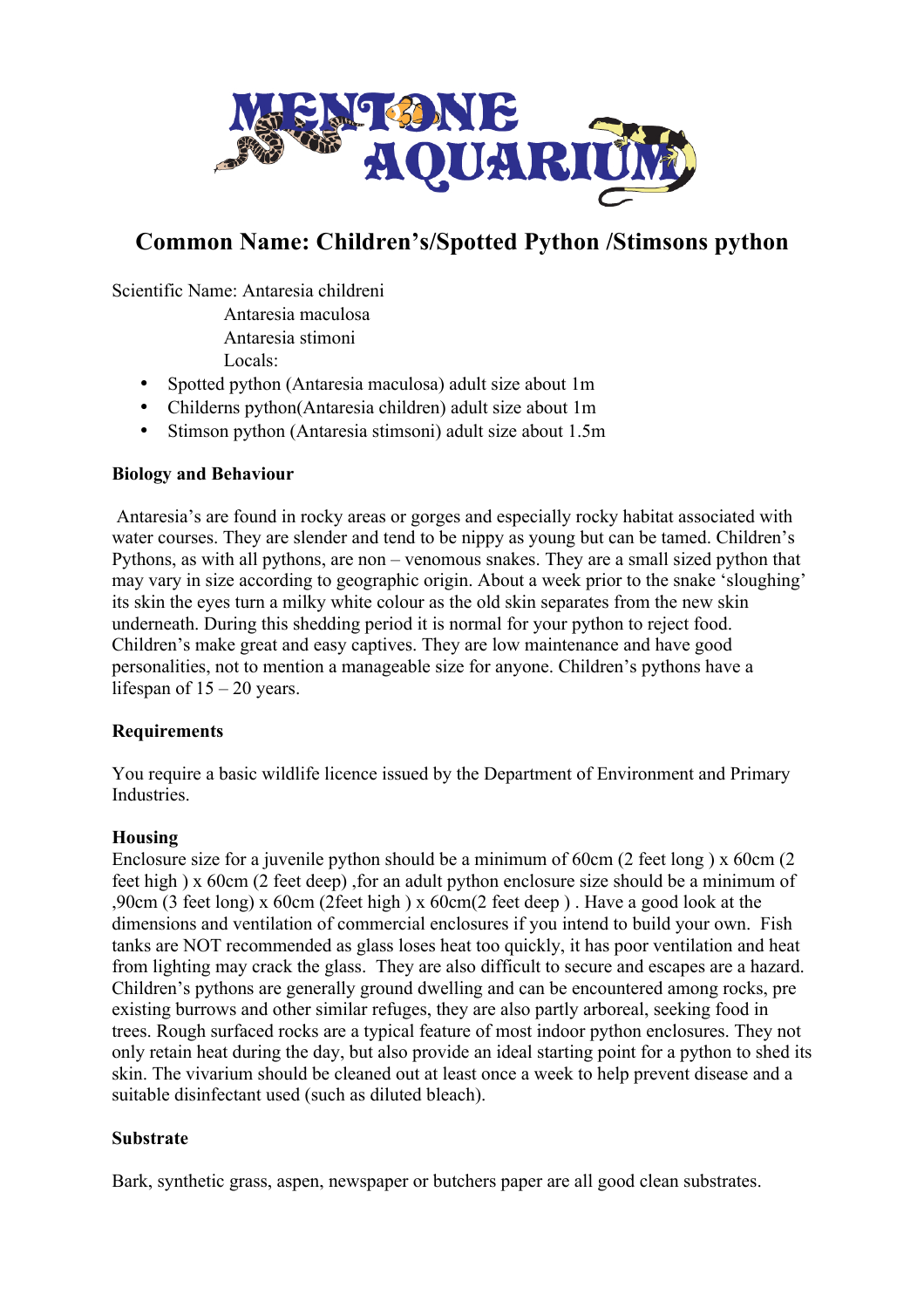# Common Name: Children's/Spotted Python /Stimsons python

Scientific Name: Antaresia childreni
Antaresia maculosa
Antaresia stimoni
Locals:

- Spotted python (Antaresia maculosa) adult size about 1m
- Childerns python(Antaresia children) adult size about 1m
- Stimson python (Antaresia stimsoni) adult size about 1.5m

**Biology and Behaviour**

Antaresia's are found in rocky areas or gorges and especially rocky habitat associated with water courses. They are slender and tend to be nippy as young but can be tamed. Children's Pythons, as with all pythons, are non – venomous snakes. They are a small sized python that may vary in size according to geographic origin. About a week prior to the snake 'sloughing' its skin the eyes turn a milky white colour as the old skin separates from the new skin underneath. During this shedding period it is normal for your python to reject food. Children's make great and easy captives. They are low maintenance and have good personalities, not to mention a manageable size for anyone. Children's pythons have a lifespan of 15 – 20 years.

**Requirements**

You require a basic wildlife licence issued by the Department of Environment and Primary Industries.

**Housing**

Enclosure size for a juvenile python should be a minimum of 60cm (2 feet long ) x 60cm (2 feet high ) x 60cm (2 feet deep) ,for an adult python enclosure size should be a minimum of ,90cm (3 feet long) x 60cm (2feet high ) x 60cm(2 feet deep ) . Have a good look at the dimensions and ventilation of commercial enclosures if you intend to build your own. Fish tanks are NOT recommended as glass loses heat too quickly, it has poor ventilation and heat from lighting may crack the glass. They are also difficult to secure and escapes are a hazard. Children's pythons are generally ground dwelling and can be encountered among rocks, pre existing burrows and other similar refuges, they are also partly arboreal, seeking food in trees. Rough surfaced rocks are a typical feature of most indoor python enclosures. They not only retain heat during the day, but also provide an ideal starting point for a python to shed its skin. The vivarium should be cleaned out at least once a week to help prevent disease and a suitable disinfectant used (such as diluted bleach).

**Substrate**

Bark, synthetic grass, aspen, newspaper or butchers paper are all good clean substrates.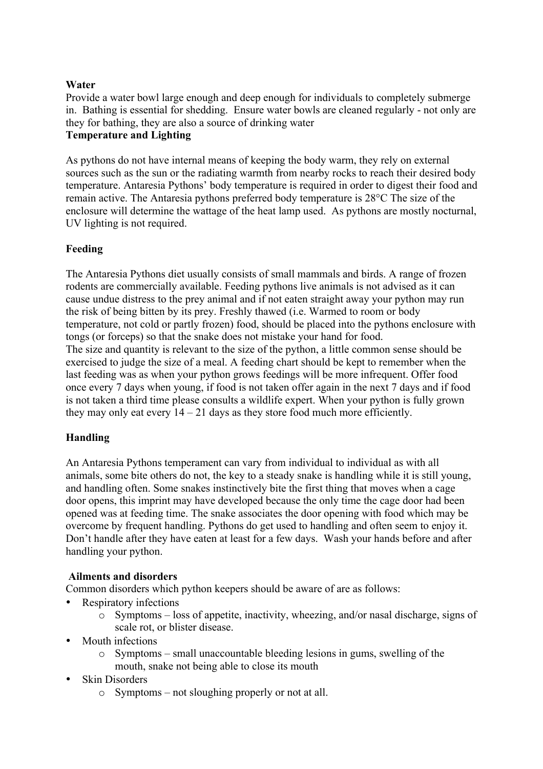**Water**

Provide a water bowl large enough and deep enough for individuals to completely submerge in. Bathing is essential for shedding. Ensure water bowls are cleaned regularly - not only are they for bathing, they are also a source of drinking water

**Temperature and Lighting**

As pythons do not have internal means of keeping the body warm, they rely on external sources such as the sun or the radiating warmth from nearby rocks to reach their desired body temperature. Antaresia Pythons' body temperature is required in order to digest their food and remain active. The Antaresia pythons preferred body temperature is 28°C The size of the enclosure will determine the wattage of the heat lamp used. As pythons are mostly nocturnal, UV lighting is not required.

**Feeding**

The Antaresia Pythons diet usually consists of small mammals and birds. A range of frozen rodents are commercially available. Feeding pythons live animals is not advised as it can cause undue distress to the prey animal and if not eaten straight away your python may run the risk of being bitten by its prey. Freshly thawed (i.e. Warmed to room or body temperature, not cold or partly frozen) food, should be placed into the pythons enclosure with tongs (or forceps) so that the snake does not mistake your hand for food.

The size and quantity is relevant to the size of the python, a little common sense should be exercised to judge the size of a meal. A feeding chart should be kept to remember when the last feeding was as when your python grows feedings will be more infrequent. Offer food once every 7 days when young, if food is not taken offer again in the next 7 days and if food is not taken a third time please consults a wildlife expert. When your python is fully grown they may only eat every 14 – 21 days as they store food much more efficiently.

**Handling**

An Antaresia Pythons temperament can vary from individual to individual as with all animals, some bite others do not, the key to a steady snake is handling while it is still young, and handling often. Some snakes instinctively bite the first thing that moves when a cage door opens, this imprint may have developed because the only time the cage door had been opened was at feeding time. The snake associates the door opening with food which may be overcome by frequent handling. Pythons do get used to handling and often seem to enjoy it. Don't handle after they have eaten at least for a few days. Wash your hands before and after handling your python.

**Ailments and disorders**

Common disorders which python keepers should be aware of are as follows:

- Respiratory infections
  - Symptoms – loss of appetite, inactivity, wheezing, and/or nasal discharge, signs of scale rot, or blister disease.
- Mouth infections
  - Symptoms – small unaccountable bleeding lesions in gums, swelling of the mouth, snake not being able to close its mouth
- Skin Disorders
  - Symptoms – not sloughing properly or not at all.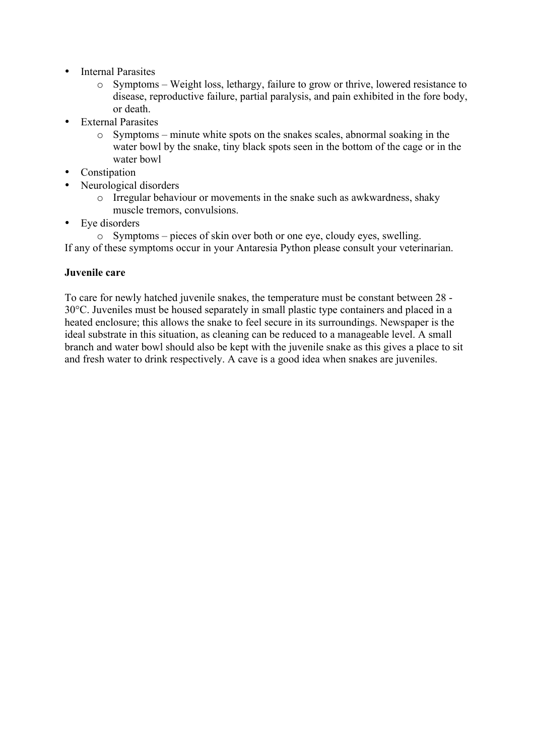- Internal Parasites
  - Symptoms – Weight loss, lethargy, failure to grow or thrive, lowered resistance to disease, reproductive failure, partial paralysis, and pain exhibited in the fore body, or death.
- External Parasites
  - Symptoms – minute white spots on the snakes scales, abnormal soaking in the water bowl by the snake, tiny black spots seen in the bottom of the cage or in the water bowl
- Constipation
- Neurological disorders
  - Irregular behaviour or movements in the snake such as awkwardness, shaky muscle tremors, convulsions.
- Eye disorders
  - Symptoms – pieces of skin over both or one eye, cloudy eyes, swelling.

If any of these symptoms occur in your Antaresia Python please consult your veterinarian.

**Juvenile care**

To care for newly hatched juvenile snakes, the temperature must be constant between 28 - 30°C. Juveniles must be housed separately in small plastic type containers and placed in a heated enclosure; this allows the snake to feel secure in its surroundings. Newspaper is the ideal substrate in this situation, as cleaning can be reduced to a manageable level. A small branch and water bowl should also be kept with the juvenile snake as this gives a place to sit and fresh water to drink respectively. A cave is a good idea when snakes are juveniles.